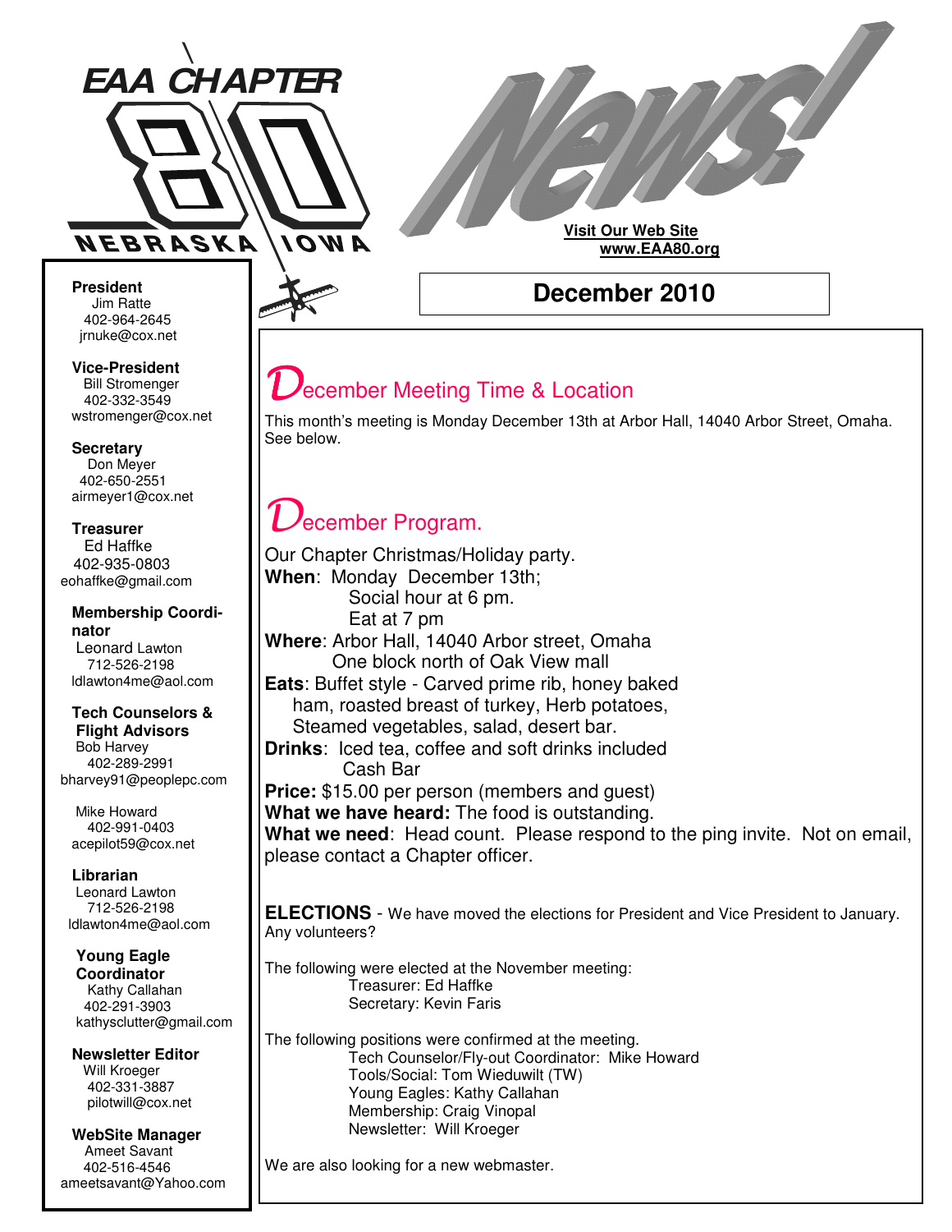# EAA CHAPTER 80

NEBRASKA IOWA

# News!

**Visit Our Web Site**
**www.EAA80.org**

## December 2010

**President**
Jim Ratte
402-964-2645
jrnuke@cox.net

**Vice-President**
Bill Stromenger
402-332-3549
wstromenger@cox.net

**Secretary**
Don Meyer
402-650-2551
airmeyer1@cox.net

**Treasurer**
Ed Haffke
402-935-0803
eohaffke@gmail.com

**Membership Coordinator**
Leonard Lawton
712-526-2198
ldlawton4me@aol.com

**Tech Counselors & Flight Advisors**
Bob Harvey
402-289-2991
bharvey91@peoplepc.com

Mike Howard
402-991-0403
acepilot59@cox.net

**Librarian**
Leonard Lawton
712-526-2198
ldlawton4me@aol.com

**Young Eagle Coordinator**
Kathy Callahan
402-291-3903
kathysclutter@gmail.com

**Newsletter Editor**
Will Kroeger
402-331-3887
pilotwill@cox.net

**WebSite Manager**
Ameet Savant
402-516-4546
ameetsavant@Yahoo.com

## December Meeting Time & Location

This month's meeting is Monday December 13th at Arbor Hall, 14040 Arbor Street, Omaha. See below.

## December Program.

Our Chapter Christmas/Holiday party.

**When**: Monday December 13th;
Social hour at 6 pm.
Eat at 7 pm

**Where**: Arbor Hall, 14040 Arbor street, Omaha
One block north of Oak View mall

**Eats**: Buffet style - Carved prime rib, honey baked ham, roasted breast of turkey, Herb potatoes, Steamed vegetables, salad, desert bar.

**Drinks**: Iced tea, coffee and soft drinks included
Cash Bar

**Price:** $15.00 per person (members and guest)

**What we have heard:** The food is outstanding.

**What we need**: Head count. Please respond to the ping invite. Not on email, please contact a Chapter officer.

**ELECTIONS** - We have moved the elections for President and Vice President to January. Any volunteers?

The following were elected at the November meeting:
Treasurer: Ed Haffke
Secretary: Kevin Faris

The following positions were confirmed at the meeting.
Tech Counselor/Fly-out Coordinator: Mike Howard
Tools/Social: Tom Wieduwilt (TW)
Young Eagles: Kathy Callahan
Membership: Craig Vinopal
Newsletter: Will Kroeger

We are also looking for a new webmaster.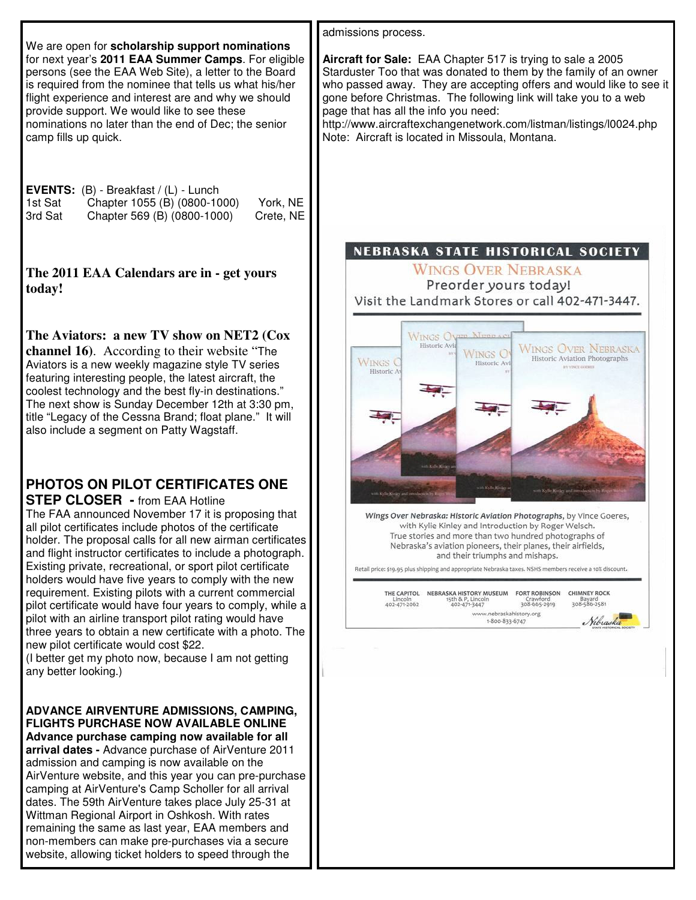We are open for **scholarship support nominations** for next year's **2011 EAA Summer Camps**. For eligible persons (see the EAA Web Site), a letter to the Board is required from the nominee that tells us what his/her flight experience and interest are and why we should provide support. We would like to see these nominations no later than the end of Dec; the senior camp fills up quick.

**EVENTS:** (B) - Breakfast / (L) - Lunch

| | | |
|---|---|---|
| 1st Sat | Chapter 1055 (B) (0800-1000) | York, NE |
| 3rd Sat | Chapter 569 (B) (0800-1000) | Crete, NE |

**The 2011 EAA Calendars are in - get yours today!**

**The Aviators: a new TV show on NET2 (Cox channel 16)**. According to their website "The Aviators is a new weekly magazine style TV series featuring interesting people, the latest aircraft, the coolest technology and the best fly-in destinations." The next show is Sunday December 12th at 3:30 pm, title "Legacy of the Cessna Brand; float plane." It will also include a segment on Patty Wagstaff.

## PHOTOS ON PILOT CERTIFICATES ONE STEP CLOSER - from EAA Hotline

The FAA announced November 17 it is proposing that all pilot certificates include photos of the certificate holder. The proposal calls for all new airman certificates and flight instructor certificates to include a photograph. Existing private, recreational, or sport pilot certificate holders would have five years to comply with the new requirement. Existing pilots with a current commercial pilot certificate would have four years to comply, while a pilot with an airline transport pilot rating would have three years to obtain a new certificate with a photo. The new pilot certificate would cost $22.

(I better get my photo now, because I am not getting any better looking.)

**ADVANCE AIRVENTURE ADMISSIONS, CAMPING, FLIGHTS PURCHASE NOW AVAILABLE ONLINE**

**Advance purchase camping now available for all arrival dates -** Advance purchase of AirVenture 2011 admission and camping is now available on the AirVenture website, and this year you can pre-purchase camping at AirVenture's Camp Scholler for all arrival dates. The 59th AirVenture takes place July 25-31 at Wittman Regional Airport in Oshkosh. With rates remaining the same as last year, EAA members and non-members can make pre-purchases via a secure website, allowing ticket holders to speed through the admissions process.

**Aircraft for Sale:** EAA Chapter 517 is trying to sale a 2005 Starduster Too that was donated to them by the family of an owner who passed away. They are accepting offers and would like to see it gone before Christmas. The following link will take you to a web page that has all the info you need:
http://www.aircraftexchangenetwork.com/listman/listings/l0024.php
Note: Aircraft is located in Missoula, Montana.

**NEBRASKA STATE HISTORICAL SOCIETY**

WINGS OVER NEBRASKA

Preorder yours today!

Visit the Landmark Stores or call 402-471-3447.

*Wings Over Nebraska: Historic Aviation Photographs*, by Vince Goeres, with Kylie Kinley and Introduction by Roger Welsch. True stories and more than two hundred photographs of Nebraska's aviation pioneers, their planes, their airfields, and their triumphs and mishaps.

Retail price: $19.95 plus shipping and appropriate Nebraska taxes. NSHS members receive a 10% discount.

| THE CAPITOL | NEBRASKA HISTORY MUSEUM | FORT ROBINSON | CHIMNEY ROCK |
|---|---|---|---|
| Lincoln | 15th & P, Lincoln | Crawford | Bayard |
| 402-471-2062 | 402-471-3447 | 308-665-2919 | 308-586-2581 |

www.nebraskahistory.org
1-800-833-6747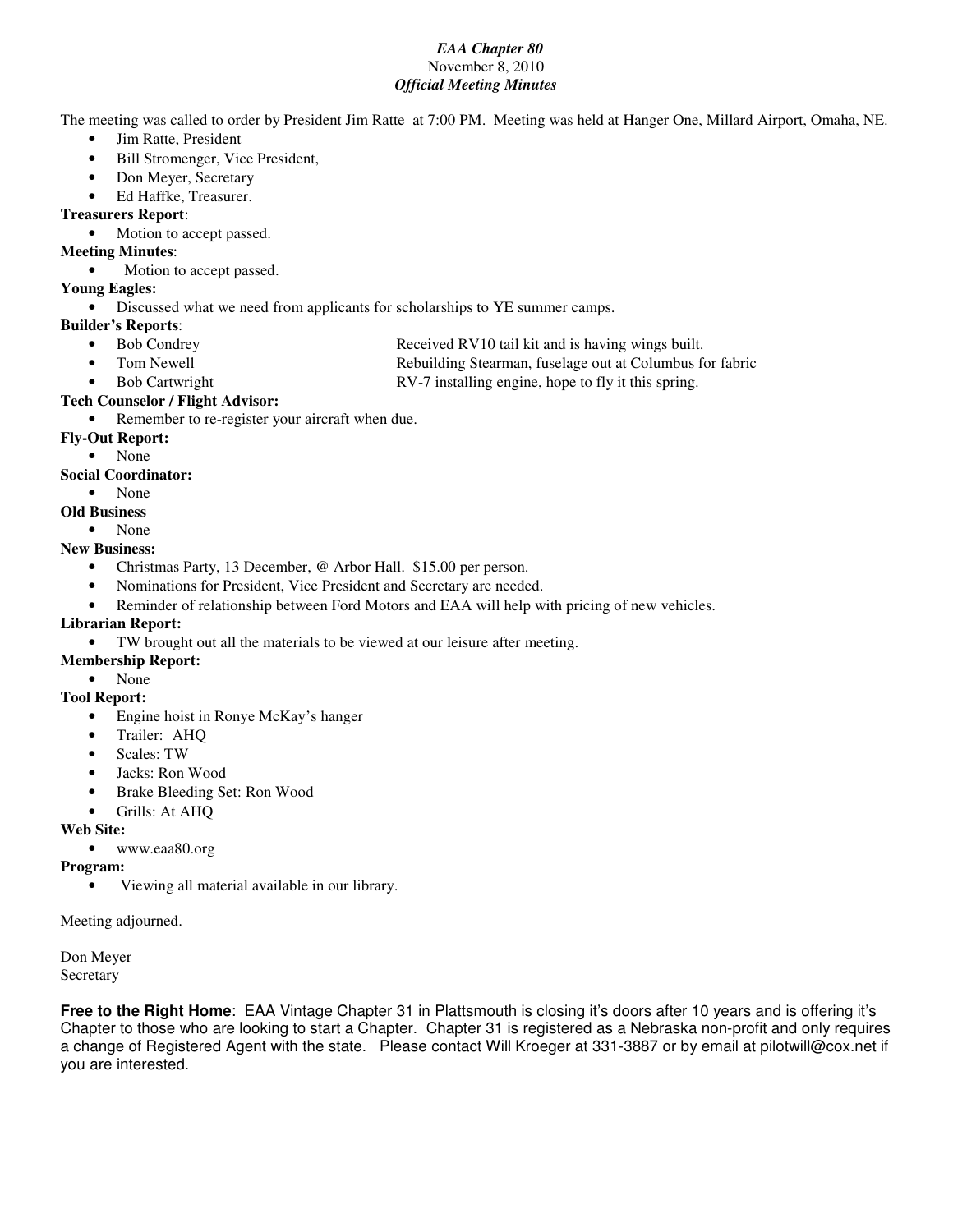***EAA Chapter 80***
November 8, 2010
***Official Meeting Minutes***

The meeting was called to order by President Jim Ratte at 7:00 PM. Meeting was held at Hanger One, Millard Airport, Omaha, NE.

- Jim Ratte, President
- Bill Stromenger, Vice President,
- Don Meyer, Secretary
- Ed Haffke, Treasurer.

**Treasurers Report**:

- Motion to accept passed.

**Meeting Minutes**:

- Motion to accept passed.

**Young Eagles:**

- Discussed what we need from applicants for scholarships to YE summer camps.

**Builder's Reports**:

- Bob Condrey — Received RV10 tail kit and is having wings built.
- Tom Newell — Rebuilding Stearman, fuselage out at Columbus for fabric
- Bob Cartwright — RV-7 installing engine, hope to fly it this spring.

**Tech Counselor / Flight Advisor:**

- Remember to re-register your aircraft when due.

**Fly-Out Report:**

- None

**Social Coordinator:**

- None

**Old Business**

- None

**New Business:**

- Christmas Party, 13 December, @ Arbor Hall. $15.00 per person.
- Nominations for President, Vice President and Secretary are needed.
- Reminder of relationship between Ford Motors and EAA will help with pricing of new vehicles.

**Librarian Report:**

- TW brought out all the materials to be viewed at our leisure after meeting.

**Membership Report:**

- None

**Tool Report:**

- Engine hoist in Ronye McKay's hanger
- Trailer: AHQ
- Scales: TW
- Jacks: Ron Wood
- Brake Bleeding Set: Ron Wood
- Grills: At AHQ

**Web Site:**

- www.eaa80.org

**Program:**

- Viewing all material available in our library.

Meeting adjourned.

Don Meyer
Secretary

**Free to the Right Home**: EAA Vintage Chapter 31 in Plattsmouth is closing it's doors after 10 years and is offering it's Chapter to those who are looking to start a Chapter. Chapter 31 is registered as a Nebraska non-profit and only requires a change of Registered Agent with the state. Please contact Will Kroeger at 331-3887 or by email at pilotwill@cox.net if you are interested.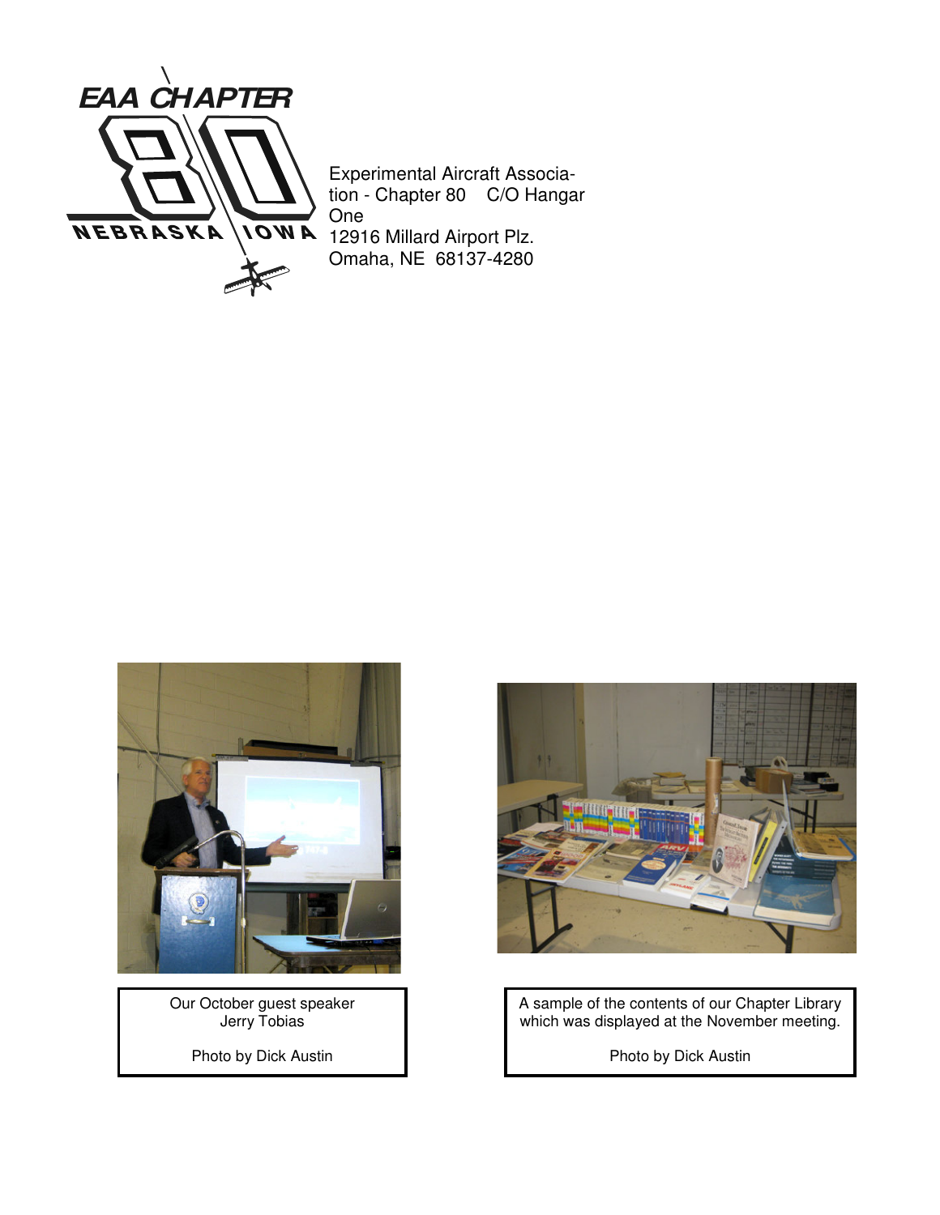Experimental Aircraft Association - Chapter 80 C/O Hangar One
12916 Millard Airport Plz.
Omaha, NE 68137-4280

Our October guest speaker
Jerry Tobias

Photo by Dick Austin

A sample of the contents of our Chapter Library which was displayed at the November meeting.

Photo by Dick Austin